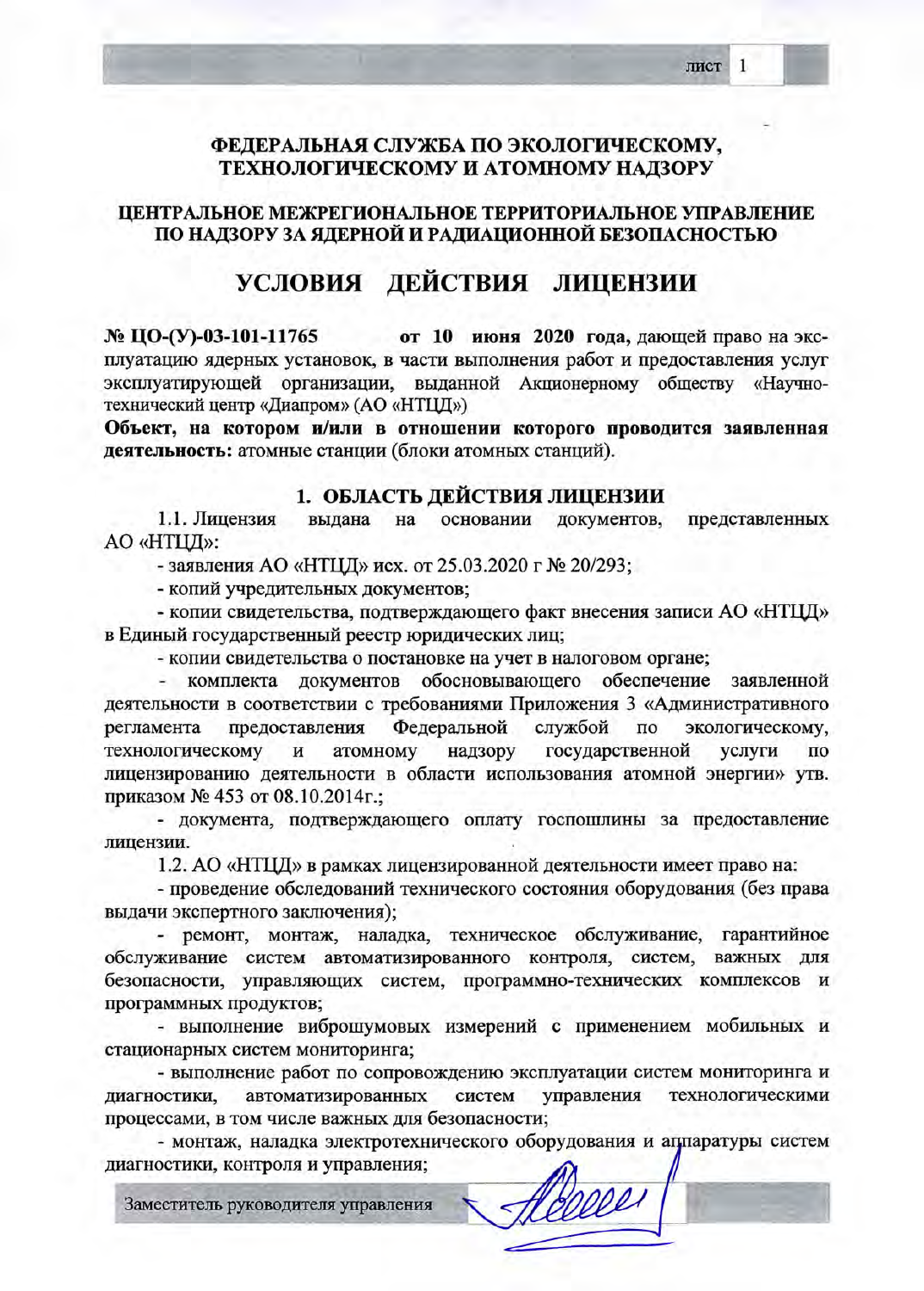**ФЕДЕРАЛЬНАЯ СЛУЖБА ПО ЭКОЛОГИЧЕСКОМУ, ТЕХНОЛОГИЧЕСКОМУ И АТОМНОМУ НАДЗОРУ**

**ЦЕНТРАЛЬНОЕ МЕЖРЕГИОНАЛЬНОЕ ТЕРРИТОРИАЛЬНОЕ УПРАВЛЕНИЕ ПО НАДЗОРУ ЗА ЯДЕРНОЙ И РАДИАЦИОННОЙ БЕЗОПАСНОСТЬЮ**

# УСЛОВИЯ ДЕЙСТВИЯ ЛИЦЕНЗИИ

**№ ЦО-(У)-03-101-11765 от 10 июня 2020 года,** дающей право на эксплуатацию ядерных установок, в части выполнения работ и предоставления услуг эксплуатирующей организации, выданной Акционерному обществу «Научно-технический центр «Диапром» (АО «НТЦД»)

**Объект, на котором и/или в отношении которого проводится заявленная деятельность:** атомные станции (блоки атомных станций).

## 1. ОБЛАСТЬ ДЕЙСТВИЯ ЛИЦЕНЗИИ

1.1. Лицензия выдана на основании документов, представленных АО «НТЦД»:

- заявления АО «НТЦД» исх. от 25.03.2020 г № 20/293;
- копий учредительных документов;
- копии свидетельства, подтверждающего факт внесения записи АО «НТЦД» в Единый государственный реестр юридических лиц;
- копии свидетельства о постановке на учет в налоговом органе;
- комплекта документов обосновывающего обеспечение заявленной деятельности в соответствии с требованиями Приложения 3 «Административного регламента предоставления Федеральной службой по экологическому, технологическому и атомному надзору государственной услуги по лицензированию деятельности в области использования атомной энергии» утв. приказом № 453 от 08.10.2014г.;
- документа, подтверждающего оплату госпошлины за предоставление лицензии.

1.2. АО «НТЦД» в рамках лицензированной деятельности имеет право на:

- проведение обследований технического состояния оборудования (без права выдачи экспертного заключения);
- ремонт, монтаж, наладка, техническое обслуживание, гарантийное обслуживание систем автоматизированного контроля, систем, важных для безопасности, управляющих систем, программно-технических комплексов и программных продуктов;
- выполнение виброшумовых измерений с применением мобильных и стационарных систем мониторинга;
- выполнение работ по сопровождению эксплуатации систем мониторинга и диагностики, автоматизированных систем управления технологическими процессами, в том числе важных для безопасности;
- монтаж, наладка электротехнического оборудования и аппаратуры систем диагностики, контроля и управления;

Заместитель руководителя управления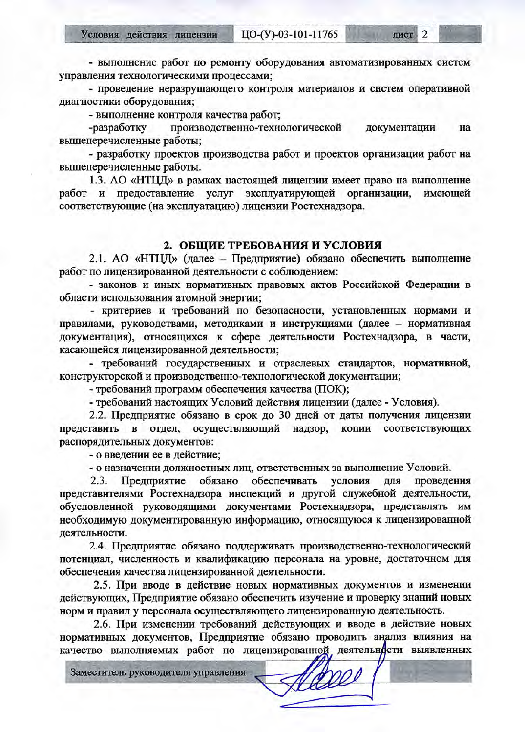- выполнение работ по ремонту оборудования автоматизированных систем управления технологическими процессами;

- проведение неразрушающего контроля материалов и систем оперативной диагностики оборудования;

- выполнение контроля качества работ;

-разработку производственно-технологической документации на вышеперечисленные работы;

- разработку проектов производства работ и проектов организации работ на вышеперечисленные работы.

1.3. АО «НТЦД» в рамках настоящей лицензии имеет право на выполнение работ и предоставление услуг эксплуатирующей организации, имеющей соответствующие (на эксплуатацию) лицензии Ростехнадзора.

## 2. ОБЩИЕ ТРЕБОВАНИЯ И УСЛОВИЯ

2.1. АО «НТЦД» (далее – Предприятие) обязано обеспечить выполнение работ по лицензированной деятельности с соблюдением:

- законов и иных нормативных правовых актов Российской Федерации в области использования атомной энергии;

- критериев и требований по безопасности, установленных нормами и правилами, руководствами, методиками и инструкциями (далее – нормативная документация), относящихся к сфере деятельности Ростехнадзора, в части, касающейся лицензированной деятельности;

- требований государственных и отраслевых стандартов, нормативной, конструкторской и производственно-технологической документации;

- требований программ обеспечения качества (ПОК);

- требований настоящих Условий действия лицензии (далее - Условия).

2.2. Предприятие обязано в срок до 30 дней от даты получения лицензии представить в отдел, осуществляющий надзор, копии соответствующих распорядительных документов:

- о введении ее в действие;

- о назначении должностных лиц, ответственных за выполнение Условий.

2.3. Предприятие обязано обеспечивать условия для проведения представителями Ростехнадзора инспекций и другой служебной деятельности, обусловленной руководящими документами Ростехнадзора, представлять им необходимую документированную информацию, относящуюся к лицензированной деятельности.

2.4. Предприятие обязано поддерживать производственно-технологический потенциал, численность и квалификацию персонала на уровне, достаточном для обеспечения качества лицензированной деятельности.

2.5. При вводе в действие новых нормативных документов и изменении действующих, Предприятие обязано обеспечить изучение и проверку знаний новых норм и правил у персонала осуществляющего лицензированную деятельность.

2.6. При изменении требований действующих и вводе в действие новых нормативных документов, Предприятие обязано проводить анализ влияния на качество выполняемых работ по лицензированной деятельности выявленных

Заместитель руководителя управления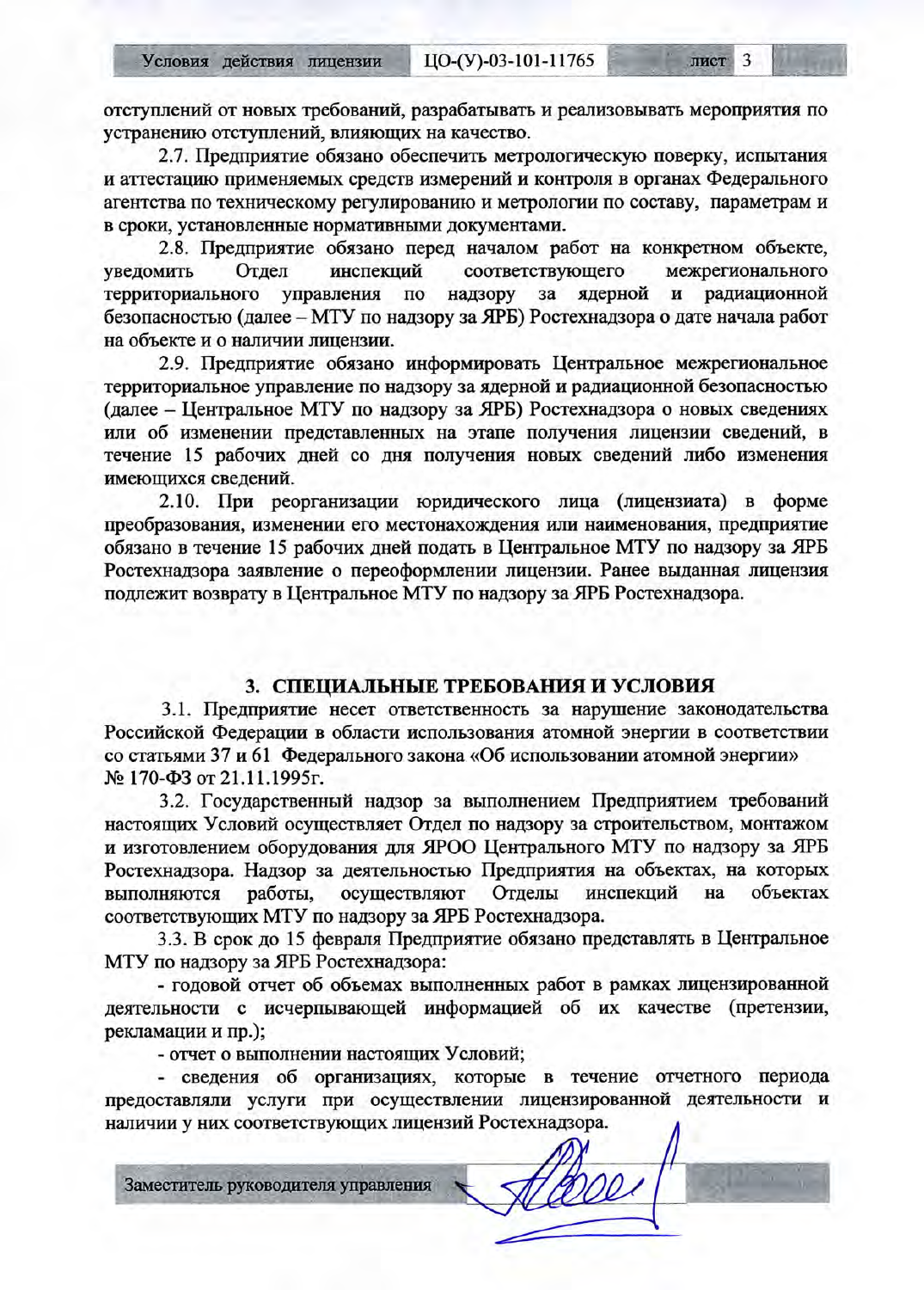отступлений от новых требований, разрабатывать и реализовывать мероприятия по устранению отступлений, влияющих на качество.

2.7. Предприятие обязано обеспечить метрологическую поверку, испытания и аттестацию применяемых средств измерений и контроля в органах Федерального агентства по техническому регулированию и метрологии по составу, параметрам и в сроки, установленные нормативными документами.

2.8. Предприятие обязано перед началом работ на конкретном объекте, уведомить Отдел инспекций соответствующего межрегионального территориального управления по надзору за ядерной и радиационной безопасностью (далее – МТУ по надзору за ЯРБ) Ростехнадзора о дате начала работ на объекте и о наличии лицензии.

2.9. Предприятие обязано информировать Центральное межрегиональное территориальное управление по надзору за ядерной и радиационной безопасностью (далее – Центральное МТУ по надзору за ЯРБ) Ростехнадзора о новых сведениях или об изменении представленных на этапе получения лицензии сведений, в течение 15 рабочих дней со дня получения новых сведений либо изменения имеющихся сведений.

2.10. При реорганизации юридического лица (лицензиата) в форме преобразования, изменении его местонахождения или наименования, предприятие обязано в течение 15 рабочих дней подать в Центральное МТУ по надзору за ЯРБ Ростехнадзора заявление о переоформлении лицензии. Ранее выданная лицензия подлежит возврату в Центральное МТУ по надзору за ЯРБ Ростехнадзора.

## 3. СПЕЦИАЛЬНЫЕ ТРЕБОВАНИЯ И УСЛОВИЯ

3.1. Предприятие несет ответственность за нарушение законодательства Российской Федерации в области использования атомной энергии в соответствии со статьями 37 и 61 Федерального закона «Об использовании атомной энергии» № 170-ФЗ от 21.11.1995г.

3.2. Государственный надзор за выполнением Предприятием требований настоящих Условий осуществляет Отдел по надзору за строительством, монтажом и изготовлением оборудования для ЯРОО Центрального МТУ по надзору за ЯРБ Ростехнадзора. Надзор за деятельностью Предприятия на объектах, на которых выполняются работы, осуществляют Отделы инспекций на объектах соответствующих МТУ по надзору за ЯРБ Ростехнадзора.

3.3. В срок до 15 февраля Предприятие обязано представлять в Центральное МТУ по надзору за ЯРБ Ростехнадзора:

- годовой отчет об объемах выполненных работ в рамках лицензированной деятельности с исчерпывающей информацией об их качестве (претензии, рекламации и пр.);
- отчет о выполнении настоящих Условий;
- сведения об организациях, которые в течение отчетного периода предоставляли услуги при осуществлении лицензированной деятельности и наличии у них соответствующих лицензий Ростехнадзора.

Заместитель руководителя управления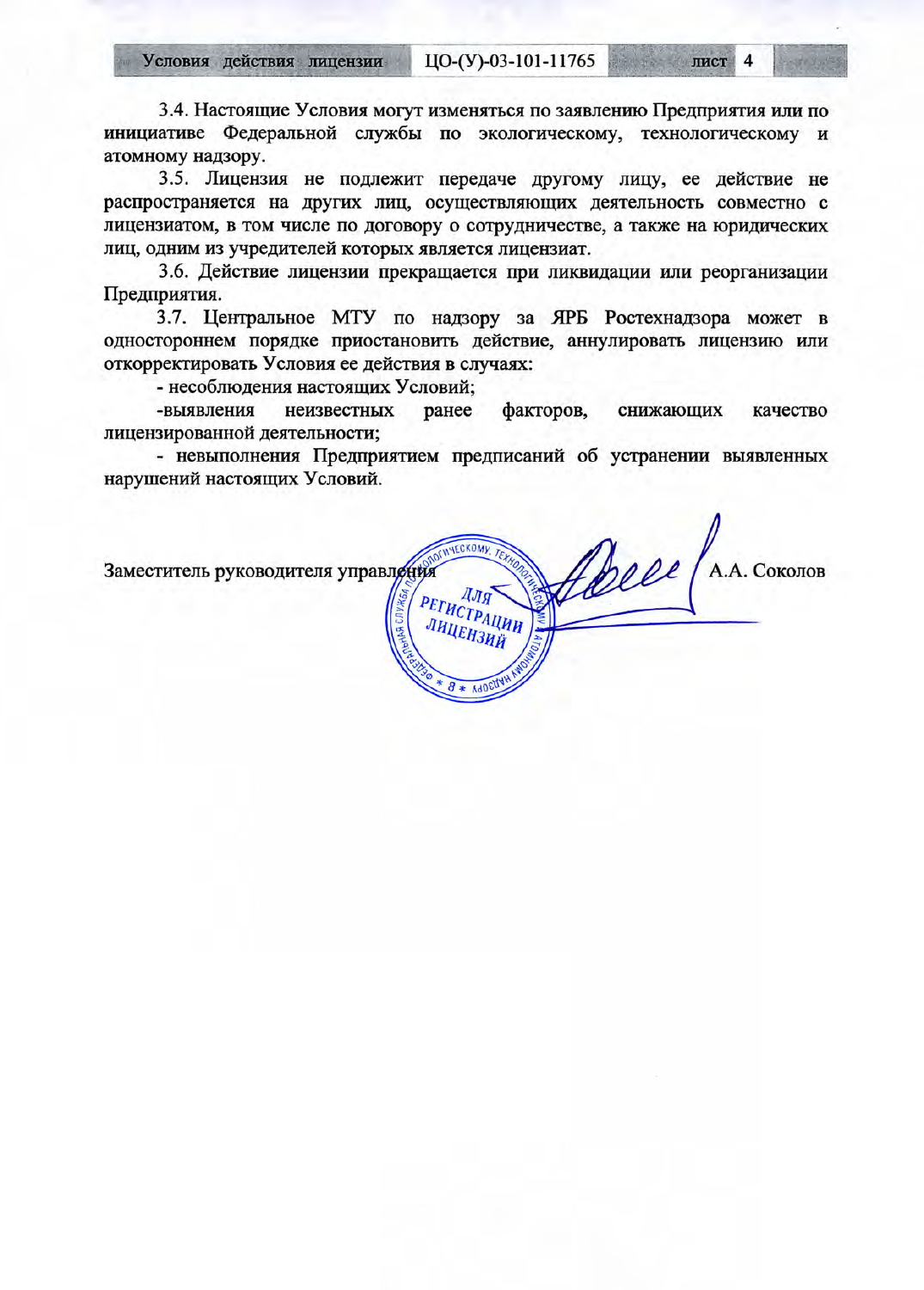3.4. Настоящие Условия могут изменяться по заявлению Предприятия или по инициативе Федеральной службы по экологическому, технологическому и атомному надзору.

3.5. Лицензия не подлежит передаче другому лицу, ее действие не распространяется на других лиц, осуществляющих деятельность совместно с лицензиатом, в том числе по договору о сотрудничестве, а также на юридических лиц, одним из учредителей которых является лицензиат.

3.6. Действие лицензии прекращается при ликвидации или реорганизации Предприятия.

3.7. Центральное МТУ по надзору за ЯРБ Ростехнадзора может в одностороннем порядке приостановить действие, аннулировать лицензию или откорректировать Условия ее действия в случаях:

- несоблюдения настоящих Условий;
- выявления неизвестных ранее факторов, снижающих качество лицензированной деятельности;
- невыполнения Предприятием предписаний об устранении выявленных нарушений настоящих Условий.

Заместитель руководителя управления А.А. Соколов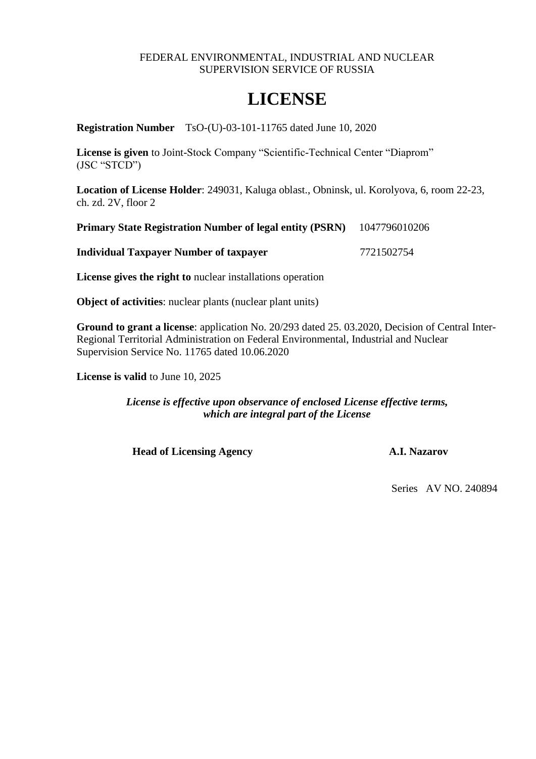FEDERAL ENVIRONMENTAL, INDUSTRIAL AND NUCLEAR SUPERVISION SERVICE OF RUSSIA

# LICENSE

**Registration Number** TsO-(U)-03-101-11765 dated June 10, 2020

**License is given** to Joint-Stock Company "Scientific-Technical Center "Diaprom" (JSC "STCD")

**Location of License Holder**: 249031, Kaluga oblast., Obninsk, ul. Korolyova, 6, room 22-23, ch. zd. 2V, floor 2

**Primary State Registration Number of legal entity (PSRN)** 1047796010206

**Individual Taxpayer Number of taxpayer** 7721502754

**License gives the right to** nuclear installations operation

**Object of activities**: nuclear plants (nuclear plant units)

**Ground to grant a license**: application No. 20/293 dated 25. 03.2020, Decision of Central Inter-Regional Territorial Administration on Federal Environmental, Industrial and Nuclear Supervision Service No. 11765 dated 10.06.2020

**License is valid** to June 10, 2025

***License is effective upon observance of enclosed License effective terms, which are integral part of the License***

**Head of Licensing Agency** **A.I. Nazarov**

Series AV NO. 240894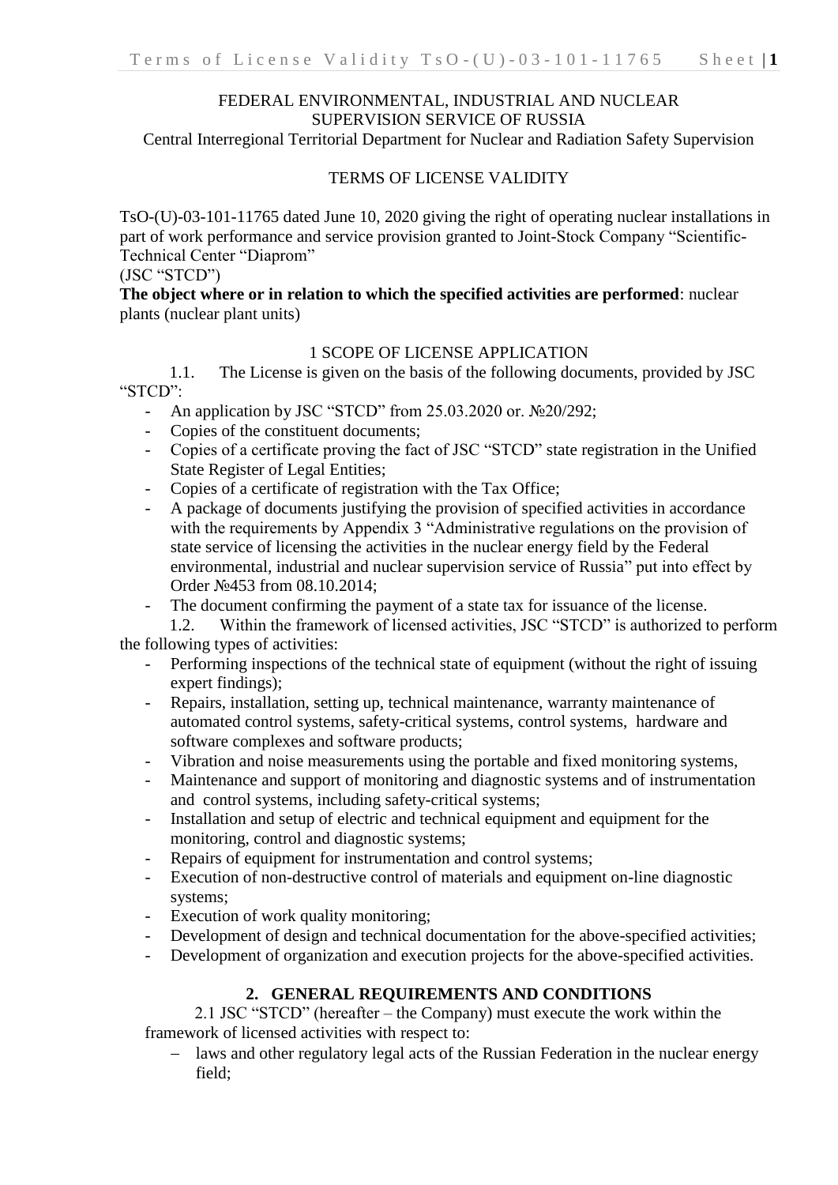FEDERAL ENVIRONMENTAL, INDUSTRIAL AND NUCLEAR SUPERVISION SERVICE OF RUSSIA

Central Interregional Territorial Department for Nuclear and Radiation Safety Supervision

TERMS OF LICENSE VALIDITY

TsO-(U)-03-101-11765 dated June 10, 2020 giving the right of operating nuclear installations in part of work performance and service provision granted to Joint-Stock Company "Scientific-Technical Center "Diaprom"

(JSC "STCD")

**The object where or in relation to which the specified activities are performed**: nuclear plants (nuclear plant units)

## 1 SCOPE OF LICENSE APPLICATION

1.1. The License is given on the basis of the following documents, provided by JSC "STCD":

- An application by JSC "STCD" from 25.03.2020 or. №20/292;
- Copies of the constituent documents;
- Copies of a certificate proving the fact of JSC "STCD" state registration in the Unified State Register of Legal Entities;
- Copies of a certificate of registration with the Tax Office;
- A package of documents justifying the provision of specified activities in accordance with the requirements by Appendix 3 "Administrative regulations on the provision of state service of licensing the activities in the nuclear energy field by the Federal environmental, industrial and nuclear supervision service of Russia" put into effect by Order №453 from 08.10.2014;
- The document confirming the payment of a state tax for issuance of the license.

1.2. Within the framework of licensed activities, JSC "STCD" is authorized to perform the following types of activities:

- Performing inspections of the technical state of equipment (without the right of issuing expert findings);
- Repairs, installation, setting up, technical maintenance, warranty maintenance of automated control systems, safety-critical systems, control systems, hardware and software complexes and software products;
- Vibration and noise measurements using the portable and fixed monitoring systems,
- Maintenance and support of monitoring and diagnostic systems and of instrumentation and control systems, including safety-critical systems;
- Installation and setup of electric and technical equipment and equipment for the monitoring, control and diagnostic systems;
- Repairs of equipment for instrumentation and control systems;
- Execution of non-destructive control of materials and equipment on-line diagnostic systems;
- Execution of work quality monitoring;
- Development of design and technical documentation for the above-specified activities;
- Development of organization and execution projects for the above-specified activities.

## 2. GENERAL REQUIREMENTS AND CONDITIONS

2.1 JSC "STCD" (hereafter – the Company) must execute the work within the framework of licensed activities with respect to:

- laws and other regulatory legal acts of the Russian Federation in the nuclear energy field;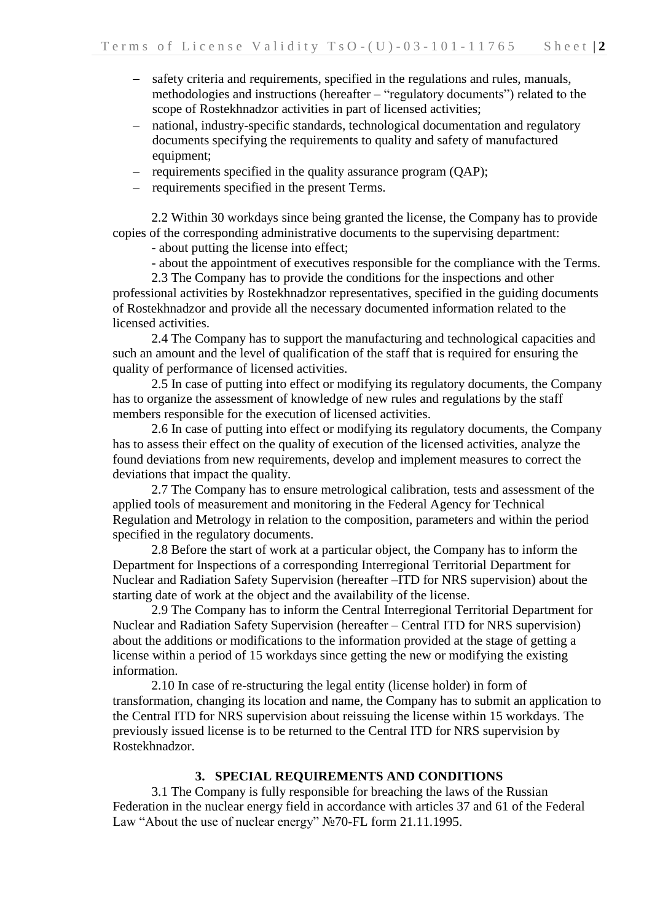- safety criteria and requirements, specified in the regulations and rules, manuals, methodologies and instructions (hereafter – "regulatory documents") related to the scope of Rostekhnadzor activities in part of licensed activities;
- national, industry-specific standards, technological documentation and regulatory documents specifying the requirements to quality and safety of manufactured equipment;
- requirements specified in the quality assurance program (QAP);
- requirements specified in the present Terms.

2.2 Within 30 workdays since being granted the license, the Company has to provide copies of the corresponding administrative documents to the supervising department:

- about putting the license into effect;
- about the appointment of executives responsible for the compliance with the Terms.

2.3 The Company has to provide the conditions for the inspections and other professional activities by Rostekhnadzor representatives, specified in the guiding documents of Rostekhnadzor and provide all the necessary documented information related to the licensed activities.

2.4 The Company has to support the manufacturing and technological capacities and such an amount and the level of qualification of the staff that is required for ensuring the quality of performance of licensed activities.

2.5 In case of putting into effect or modifying its regulatory documents, the Company has to organize the assessment of knowledge of new rules and regulations by the staff members responsible for the execution of licensed activities.

2.6 In case of putting into effect or modifying its regulatory documents, the Company has to assess their effect on the quality of execution of the licensed activities, analyze the found deviations from new requirements, develop and implement measures to correct the deviations that impact the quality.

2.7 The Company has to ensure metrological calibration, tests and assessment of the applied tools of measurement and monitoring in the Federal Agency for Technical Regulation and Metrology in relation to the composition, parameters and within the period specified in the regulatory documents.

2.8 Before the start of work at a particular object, the Company has to inform the Department for Inspections of a corresponding Interregional Territorial Department for Nuclear and Radiation Safety Supervision (hereafter –ITD for NRS supervision) about the starting date of work at the object and the availability of the license.

2.9 The Company has to inform the Central Interregional Territorial Department for Nuclear and Radiation Safety Supervision (hereafter – Central ITD for NRS supervision) about the additions or modifications to the information provided at the stage of getting a license within a period of 15 workdays since getting the new or modifying the existing information.

2.10 In case of re-structuring the legal entity (license holder) in form of transformation, changing its location and name, the Company has to submit an application to the Central ITD for NRS supervision about reissuing the license within 15 workdays. The previously issued license is to be returned to the Central ITD for NRS supervision by Rostekhnadzor.

## 3. SPECIAL REQUIREMENTS AND CONDITIONS

3.1 The Company is fully responsible for breaching the laws of the Russian Federation in the nuclear energy field in accordance with articles 37 and 61 of the Federal Law "About the use of nuclear energy" №70-FL form 21.11.1995.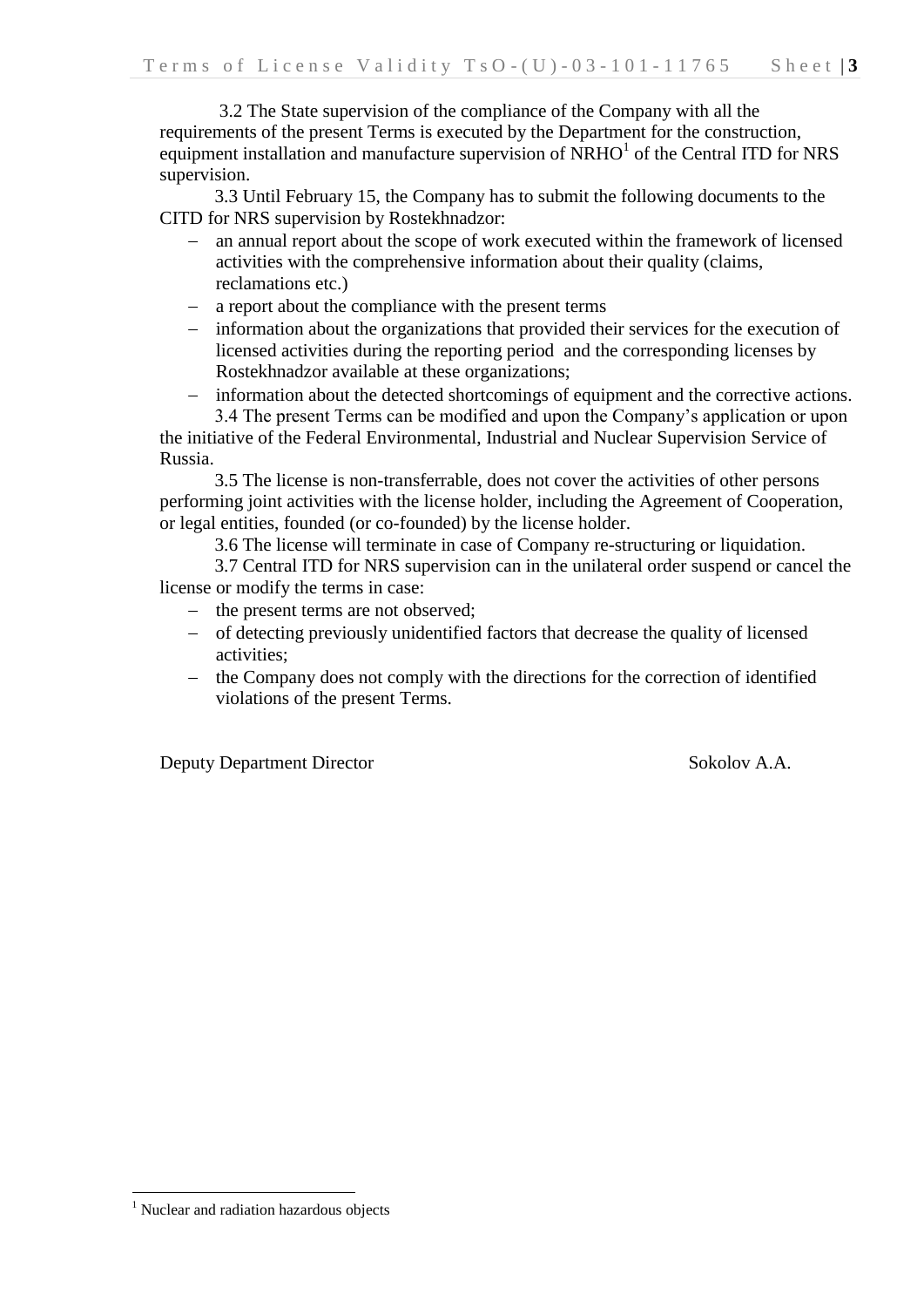3.2 The State supervision of the compliance of the Company with all the requirements of the present Terms is executed by the Department for the construction, equipment installation and manufacture supervision of NRHO[1] of the Central ITD for NRS supervision.

3.3 Until February 15, the Company has to submit the following documents to the CITD for NRS supervision by Rostekhnadzor:

- an annual report about the scope of work executed within the framework of licensed activities with the comprehensive information about their quality (claims, reclamations etc.)
- a report about the compliance with the present terms
- information about the organizations that provided their services for the execution of licensed activities during the reporting period and the corresponding licenses by Rostekhnadzor available at these organizations;
- information about the detected shortcomings of equipment and the corrective actions.

3.4 The present Terms can be modified and upon the Company's application or upon the initiative of the Federal Environmental, Industrial and Nuclear Supervision Service of Russia.

3.5 The license is non-transferrable, does not cover the activities of other persons performing joint activities with the license holder, including the Agreement of Cooperation, or legal entities, founded (or co-founded) by the license holder.

3.6 The license will terminate in case of Company re-structuring or liquidation.

3.7 Central ITD for NRS supervision can in the unilateral order suspend or cancel the license or modify the terms in case:

- the present terms are not observed;
- of detecting previously unidentified factors that decrease the quality of licensed activities;
- the Company does not comply with the directions for the correction of identified violations of the present Terms.

Deputy Department Director Sokolov A.A.

[1] Nuclear and radiation hazardous objects